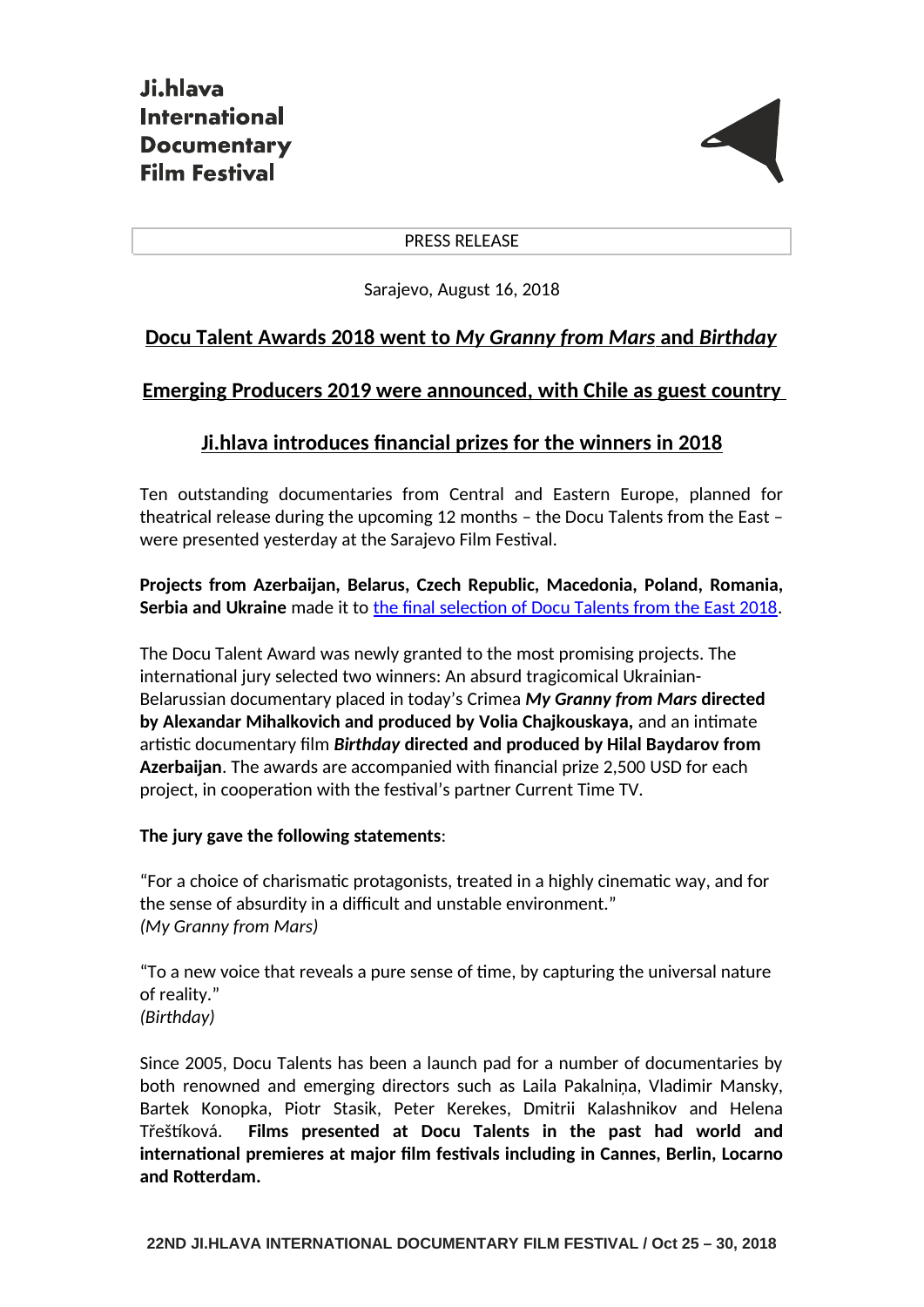# Ji.hlava International Documentary Film Festival

PRESS RELEASE

Sarajevo, August 16, 2018

## Docu Talent Awards 2018 went to *My Granny from Mars* and *Birthday*

## Emerging Producers 2019 were announced, with Chile as guest country

## Ji.hlava introduces financial prizes for the winners in 2018

Ten outstanding documentaries from Central and Eastern Europe, planned for theatrical release during the upcoming 12 months – the Docu Talents from the East – were presented yesterday at the Sarajevo Film Festival.

**Projects from Azerbaijan, Belarus, Czech Republic, Macedonia, Poland, Romania, Serbia and Ukraine** made it to the final selection of Docu Talents from the East 2018.

The Docu Talent Award was newly granted to the most promising projects. The international jury selected two winners: An absurd tragicomical Ukrainian-Belarussian documentary placed in today's Crimea ***My Granny from Mars* directed by Alexandar Mihalkovich and produced by Volia Chajkouskaya,** and an intimate artistic documentary film ***Birthday* directed and produced by Hilal Baydarov from Azerbaijan**. The awards are accompanied with financial prize 2,500 USD for each project, in cooperation with the festival's partner Current Time TV.

**The jury gave the following statements**:

"For a choice of charismatic protagonists, treated in a highly cinematic way, and for the sense of absurdity in a difficult and unstable environment."
*(My Granny from Mars)*

"To a new voice that reveals a pure sense of time, by capturing the universal nature of reality."
*(Birthday)*

Since 2005, Docu Talents has been a launch pad for a number of documentaries by both renowned and emerging directors such as Laila Pakalniņa, Vladimir Mansky, Bartek Konopka, Piotr Stasik, Peter Kerekes, Dmitrii Kalashnikov and Helena Třeštíková. **Films presented at Docu Talents in the past had world and international premieres at major film festivals including in Cannes, Berlin, Locarno and Rotterdam.**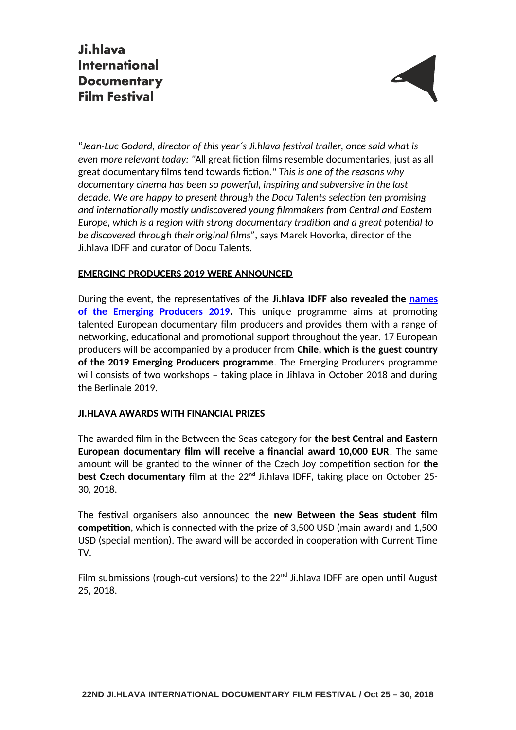"*Jean-Luc Godard, director of this year´s Ji.hlava festival trailer, once said what is even more relevant today:* "All great fiction films resemble documentaries, just as all great documentary films tend towards fiction." *This is one of the reasons why documentary cinema has been so powerful, inspiring and subversive in the last decade. We are happy to present through the Docu Talents selection ten promising and internationally mostly undiscovered young filmmakers from Central and Eastern Europe, which is a region with strong documentary tradition and a great potential to be discovered through their original films*", says Marek Hovorka, director of the Ji.hlava IDFF and curator of Docu Talents.

**EMERGING PRODUCERS 2019 WERE ANNOUNCED**

During the event, the representatives of the **Ji.hlava IDFF also revealed the [names of the Emerging Producers 2019].** This unique programme aims at promoting talented European documentary film producers and provides them with a range of networking, educational and promotional support throughout the year. 17 European producers will be accompanied by a producer from **Chile, which is the guest country of the 2019 Emerging Producers programme**. The Emerging Producers programme will consists of two workshops – taking place in Jihlava in October 2018 and during the Berlinale 2019.

**JI.HLAVA AWARDS WITH FINANCIAL PRIZES**

The awarded film in the Between the Seas category for **the best Central and Eastern European documentary film will receive a financial award 10,000 EUR**. The same amount will be granted to the winner of the Czech Joy competition section for **the best Czech documentary film** at the 22nd Ji.hlava IDFF, taking place on October 25-30, 2018.

The festival organisers also announced the **new Between the Seas student film competition**, which is connected with the prize of 3,500 USD (main award) and 1,500 USD (special mention). The award will be accorded in cooperation with Current Time TV.

Film submissions (rough-cut versions) to the 22nd Ji.hlava IDFF are open until August 25, 2018.